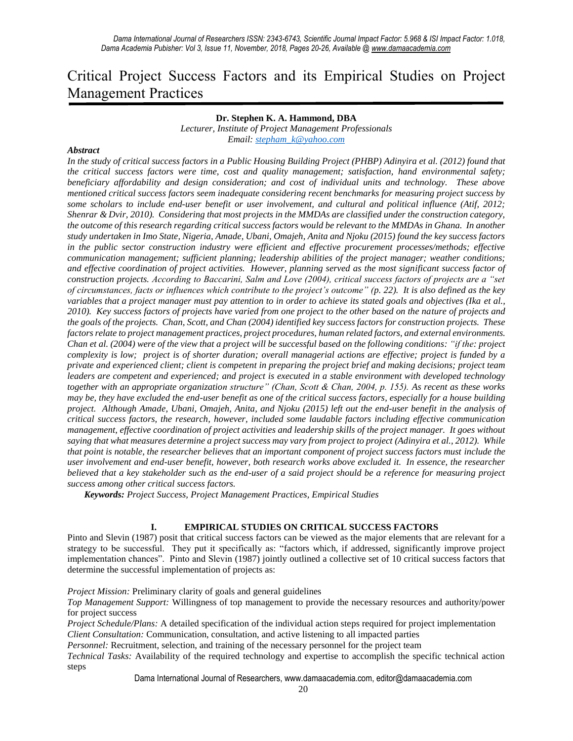# Critical Project Success Factors and its Empirical Studies on Project Management Practices

**Dr. Stephen K. A. Hammond, DBA**

*Lecturer, Institute of Project Management Professionals*

*Email: stepham_k@yahoo.com*

***Abstract***

*In the study of critical success factors in a Public Housing Building Project (PHBP) Adinyira et al. (2012) found that the critical success factors were time, cost and quality management; satisfaction, hand environmental safety; beneficiary affordability and design consideration; and cost of individual units and technology. These above mentioned critical success factors seem inadequate considering recent benchmarks for measuring project success by some scholars to include end-user benefit or user involvement, and cultural and political influence (Atif, 2012; Shenrar & Dvir, 2010). Considering that most projects in the MMDAs are classified under the construction category, the outcome of this research regarding critical success factors would be relevant to the MMDAs in Ghana. In another study undertaken in Imo State, Nigeria, Amade, Ubani, Omajeh, Anita and Njoku (2015) found the key success factors in the public sector construction industry were efficient and effective procurement processes/methods; effective communication management; sufficient planning; leadership abilities of the project manager; weather conditions; and effective coordination of project activities. However, planning served as the most significant success factor of construction projects. According to Baccarini, Salm and Love (2004), critical success factors of projects are a "set of circumstances, facts or influences which contribute to the project's outcome" (p. 22). It is also defined as the key variables that a project manager must pay attention to in order to achieve its stated goals and objectives (Ika et al., 2010). Key success factors of projects have varied from one project to the other based on the nature of projects and the goals of the projects. Chan, Scott, and Chan (2004) identified key success factors for construction projects. These factors relate to project management practices, project procedures, human related factors, and external environments. Chan et al. (2004) were of the view that a project will be successful based on the following conditions: "if the: project complexity is low; project is of shorter duration; overall managerial actions are effective; project is funded by a private and experienced client; client is competent in preparing the project brief and making decisions; project team leaders are competent and experienced; and project is executed in a stable environment with developed technology together with an appropriate organization structure" (Chan, Scott & Chan, 2004, p. 155). As recent as these works may be, they have excluded the end-user benefit as one of the critical success factors, especially for a house building project. Although Amade, Ubani, Omajeh, Anita, and Njoku (2015) left out the end-user benefit in the analysis of critical success factors, the research, however, included some laudable factors including effective communication management, effective coordination of project activities and leadership skills of the project manager. It goes without saying that what measures determine a project success may vary from project to project (Adinyira et al., 2012). While that point is notable, the researcher believes that an important component of project success factors must include the user involvement and end-user benefit, however, both research works above excluded it. In essence, the researcher believed that a key stakeholder such as the end-user of a said project should be a reference for measuring project success among other critical success factors.*

***Keywords:** Project Success, Project Management Practices, Empirical Studies*

## I. EMPIRICAL STUDIES ON CRITICAL SUCCESS FACTORS

Pinto and Slevin (1987) posit that critical success factors can be viewed as the major elements that are relevant for a strategy to be successful. They put it specifically as: "factors which, if addressed, significantly improve project implementation chances". Pinto and Slevin (1987) jointly outlined a collective set of 10 critical success factors that determine the successful implementation of projects as:

*Project Mission:* Preliminary clarity of goals and general guidelines

*Top Management Support:* Willingness of top management to provide the necessary resources and authority/power for project success

*Project Schedule/Plans:* A detailed specification of the individual action steps required for project implementation

*Client Consultation:* Communication, consultation, and active listening to all impacted parties

*Personnel:* Recruitment, selection, and training of the necessary personnel for the project team

*Technical Tasks:* Availability of the required technology and expertise to accomplish the specific technical action steps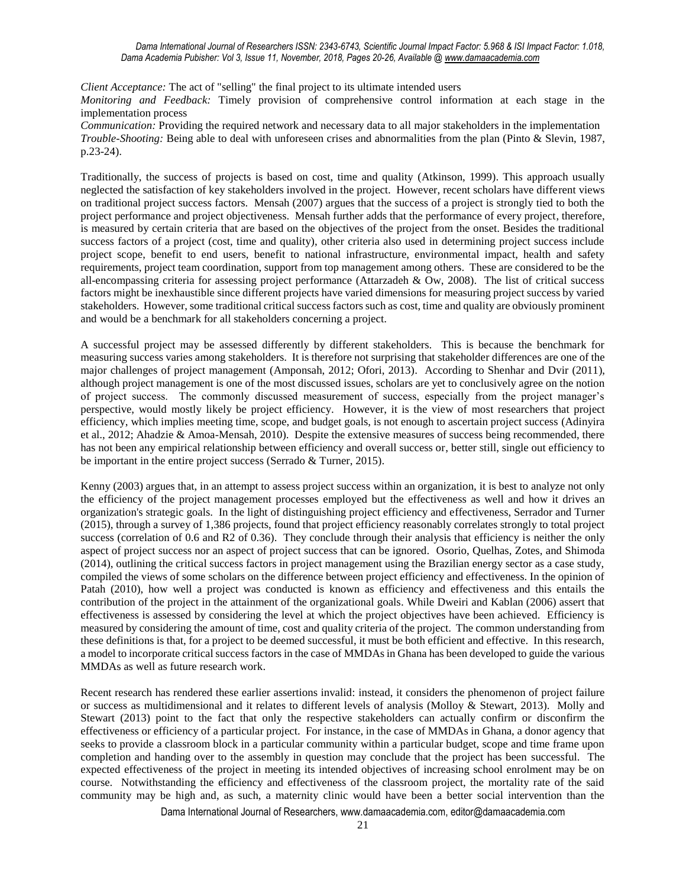*Client Acceptance:* The act of "selling" the final project to its ultimate intended users

*Monitoring and Feedback:* Timely provision of comprehensive control information at each stage in the implementation process

*Communication:* Providing the required network and necessary data to all major stakeholders in the implementation

*Trouble-Shooting:* Being able to deal with unforeseen crises and abnormalities from the plan (Pinto & Slevin, 1987, p.23-24).

Traditionally, the success of projects is based on cost, time and quality (Atkinson, 1999). This approach usually neglected the satisfaction of key stakeholders involved in the project. However, recent scholars have different views on traditional project success factors. Mensah (2007) argues that the success of a project is strongly tied to both the project performance and project objectiveness. Mensah further adds that the performance of every project, therefore, is measured by certain criteria that are based on the objectives of the project from the onset. Besides the traditional success factors of a project (cost, time and quality), other criteria also used in determining project success include project scope, benefit to end users, benefit to national infrastructure, environmental impact, health and safety requirements, project team coordination, support from top management among others. These are considered to be the all-encompassing criteria for assessing project performance (Attarzadeh & Ow, 2008). The list of critical success factors might be inexhaustible since different projects have varied dimensions for measuring project success by varied stakeholders. However, some traditional critical success factors such as cost, time and quality are obviously prominent and would be a benchmark for all stakeholders concerning a project.

A successful project may be assessed differently by different stakeholders. This is because the benchmark for measuring success varies among stakeholders. It is therefore not surprising that stakeholder differences are one of the major challenges of project management (Amponsah, 2012; Ofori, 2013). According to Shenhar and Dvir (2011), although project management is one of the most discussed issues, scholars are yet to conclusively agree on the notion of project success. The commonly discussed measurement of success, especially from the project manager's perspective, would mostly likely be project efficiency. However, it is the view of most researchers that project efficiency, which implies meeting time, scope, and budget goals, is not enough to ascertain project success (Adinyira et al., 2012; Ahadzie & Amoa-Mensah, 2010). Despite the extensive measures of success being recommended, there has not been any empirical relationship between efficiency and overall success or, better still, single out efficiency to be important in the entire project success (Serrado & Turner, 2015).

Kenny (2003) argues that, in an attempt to assess project success within an organization, it is best to analyze not only the efficiency of the project management processes employed but the effectiveness as well and how it drives an organization's strategic goals. In the light of distinguishing project efficiency and effectiveness, Serrador and Turner (2015), through a survey of 1,386 projects, found that project efficiency reasonably correlates strongly to total project success (correlation of 0.6 and R2 of 0.36). They conclude through their analysis that efficiency is neither the only aspect of project success nor an aspect of project success that can be ignored. Osorio, Quelhas, Zotes, and Shimoda (2014), outlining the critical success factors in project management using the Brazilian energy sector as a case study, compiled the views of some scholars on the difference between project efficiency and effectiveness. In the opinion of Patah (2010), how well a project was conducted is known as efficiency and effectiveness and this entails the contribution of the project in the attainment of the level of the organizational goals. While Dweiri and Kablan (2006) assert that effectiveness is assessed by considering the level at which the project objectives have been achieved. Efficiency is measured by considering the amount of time, cost and quality criteria of the project. The common understanding from these definitions is that, for a project to be deemed successful, it must be both efficient and effective. In this research, a model to incorporate critical success factors in the case of MMDAs in Ghana has been developed to guide the various MMDAs as well as future research work.

Recent research has rendered these earlier assertions invalid: instead, it considers the phenomenon of project failure or success as multidimensional and it relates to different levels of analysis (Molloy & Stewart, 2013). Molly and Stewart (2013) point to the fact that only the respective stakeholders can actually confirm or disconfirm the effectiveness or efficiency of a particular project. For instance, in the case of MMDAs in Ghana, a donor agency that seeks to provide a classroom block in a particular community within a particular budget, scope and time frame upon completion and handing over to the assembly in question may conclude that the project has been successful. The expected effectiveness of the project in meeting its intended objectives of increasing school enrolment may be on course. Notwithstanding the efficiency and effectiveness of the classroom project, the mortality rate of the said community may be high and, as such, a maternity clinic would have been a better social intervention than the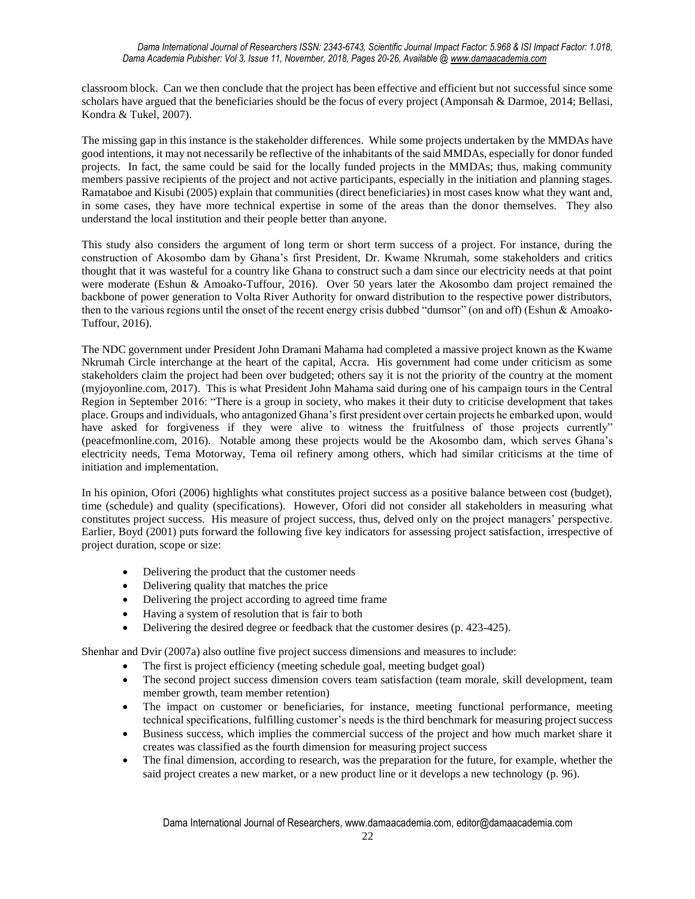classroom block. Can we then conclude that the project has been effective and efficient but not successful since some scholars have argued that the beneficiaries should be the focus of every project (Amponsah & Darmoe, 2014; Bellasi, Kondra & Tukel, 2007).

The missing gap in this instance is the stakeholder differences. While some projects undertaken by the MMDAs have good intentions, it may not necessarily be reflective of the inhabitants of the said MMDAs, especially for donor funded projects. In fact, the same could be said for the locally funded projects in the MMDAs; thus, making community members passive recipients of the project and not active participants, especially in the initiation and planning stages. Ramataboe and Kisubi (2005) explain that communities (direct beneficiaries) in most cases know what they want and, in some cases, they have more technical expertise in some of the areas than the donor themselves. They also understand the local institution and their people better than anyone.

This study also considers the argument of long term or short term success of a project. For instance, during the construction of Akosombo dam by Ghana's first President, Dr. Kwame Nkrumah, some stakeholders and critics thought that it was wasteful for a country like Ghana to construct such a dam since our electricity needs at that point were moderate (Eshun & Amoako-Tuffour, 2016). Over 50 years later the Akosombo dam project remained the backbone of power generation to Volta River Authority for onward distribution to the respective power distributors, then to the various regions until the onset of the recent energy crisis dubbed "dumsor" (on and off) (Eshun & Amoako-Tuffour, 2016).

The NDC government under President John Dramani Mahama had completed a massive project known as the Kwame Nkrumah Circle interchange at the heart of the capital, Accra. His government had come under criticism as some stakeholders claim the project had been over budgeted; others say it is not the priority of the country at the moment (myjoyonline.com, 2017). This is what President John Mahama said during one of his campaign tours in the Central Region in September 2016: "There is a group in society, who makes it their duty to criticise development that takes place. Groups and individuals, who antagonized Ghana's first president over certain projects he embarked upon, would have asked for forgiveness if they were alive to witness the fruitfulness of those projects currently" (peacefmonline.com, 2016). Notable among these projects would be the Akosombo dam, which serves Ghana's electricity needs, Tema Motorway, Tema oil refinery among others, which had similar criticisms at the time of initiation and implementation.

In his opinion, Ofori (2006) highlights what constitutes project success as a positive balance between cost (budget), time (schedule) and quality (specifications). However, Ofori did not consider all stakeholders in measuring what constitutes project success. His measure of project success, thus, delved only on the project managers' perspective. Earlier, Boyd (2001) puts forward the following five key indicators for assessing project satisfaction, irrespective of project duration, scope or size:

- Delivering the product that the customer needs
- Delivering quality that matches the price
- Delivering the project according to agreed time frame
- Having a system of resolution that is fair to both
- Delivering the desired degree or feedback that the customer desires (p. 423-425).

Shenhar and Dvir (2007a) also outline five project success dimensions and measures to include:

- The first is project efficiency (meeting schedule goal, meeting budget goal)
- The second project success dimension covers team satisfaction (team morale, skill development, team member growth, team member retention)
- The impact on customer or beneficiaries, for instance, meeting functional performance, meeting technical specifications, fulfilling customer's needs is the third benchmark for measuring project success
- Business success, which implies the commercial success of the project and how much market share it creates was classified as the fourth dimension for measuring project success
- The final dimension, according to research, was the preparation for the future, for example, whether the said project creates a new market, or a new product line or it develops a new technology (p. 96).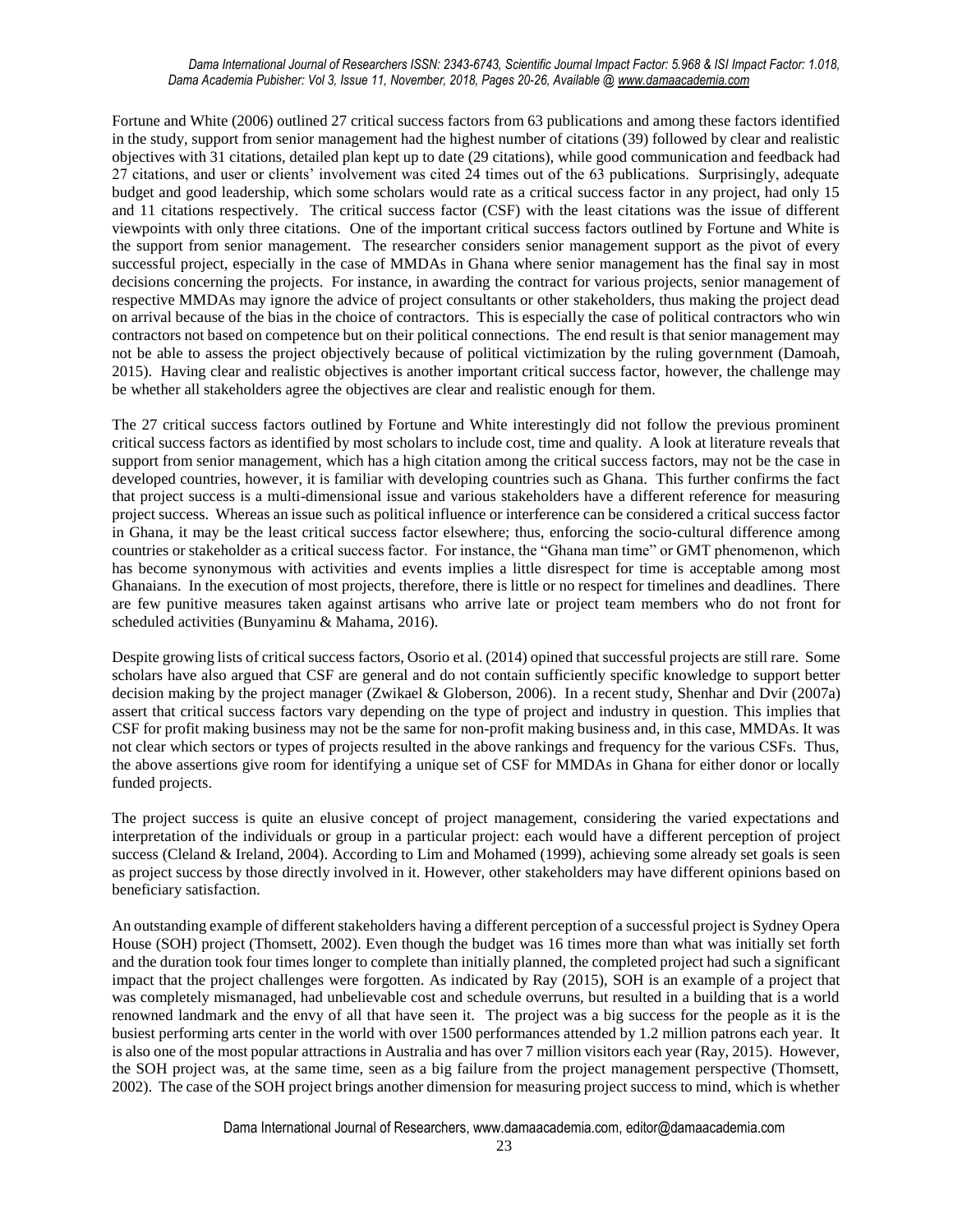Fortune and White (2006) outlined 27 critical success factors from 63 publications and among these factors identified in the study, support from senior management had the highest number of citations (39) followed by clear and realistic objectives with 31 citations, detailed plan kept up to date (29 citations), while good communication and feedback had 27 citations, and user or clients' involvement was cited 24 times out of the 63 publications. Surprisingly, adequate budget and good leadership, which some scholars would rate as a critical success factor in any project, had only 15 and 11 citations respectively. The critical success factor (CSF) with the least citations was the issue of different viewpoints with only three citations. One of the important critical success factors outlined by Fortune and White is the support from senior management. The researcher considers senior management support as the pivot of every successful project, especially in the case of MMDAs in Ghana where senior management has the final say in most decisions concerning the projects. For instance, in awarding the contract for various projects, senior management of respective MMDAs may ignore the advice of project consultants or other stakeholders, thus making the project dead on arrival because of the bias in the choice of contractors. This is especially the case of political contractors who win contractors not based on competence but on their political connections. The end result is that senior management may not be able to assess the project objectively because of political victimization by the ruling government (Damoah, 2015). Having clear and realistic objectives is another important critical success factor, however, the challenge may be whether all stakeholders agree the objectives are clear and realistic enough for them.

The 27 critical success factors outlined by Fortune and White interestingly did not follow the previous prominent critical success factors as identified by most scholars to include cost, time and quality. A look at literature reveals that support from senior management, which has a high citation among the critical success factors, may not be the case in developed countries, however, it is familiar with developing countries such as Ghana. This further confirms the fact that project success is a multi-dimensional issue and various stakeholders have a different reference for measuring project success. Whereas an issue such as political influence or interference can be considered a critical success factor in Ghana, it may be the least critical success factor elsewhere; thus, enforcing the socio-cultural difference among countries or stakeholder as a critical success factor. For instance, the "Ghana man time" or GMT phenomenon, which has become synonymous with activities and events implies a little disrespect for time is acceptable among most Ghanaians. In the execution of most projects, therefore, there is little or no respect for timelines and deadlines. There are few punitive measures taken against artisans who arrive late or project team members who do not front for scheduled activities (Bunyaminu & Mahama, 2016).

Despite growing lists of critical success factors, Osorio et al. (2014) opined that successful projects are still rare. Some scholars have also argued that CSF are general and do not contain sufficiently specific knowledge to support better decision making by the project manager (Zwikael & Globerson, 2006). In a recent study, Shenhar and Dvir (2007a) assert that critical success factors vary depending on the type of project and industry in question. This implies that CSF for profit making business may not be the same for non-profit making business and, in this case, MMDAs. It was not clear which sectors or types of projects resulted in the above rankings and frequency for the various CSFs. Thus, the above assertions give room for identifying a unique set of CSF for MMDAs in Ghana for either donor or locally funded projects.

The project success is quite an elusive concept of project management, considering the varied expectations and interpretation of the individuals or group in a particular project: each would have a different perception of project success (Cleland & Ireland, 2004). According to Lim and Mohamed (1999), achieving some already set goals is seen as project success by those directly involved in it. However, other stakeholders may have different opinions based on beneficiary satisfaction.

An outstanding example of different stakeholders having a different perception of a successful project is Sydney Opera House (SOH) project (Thomsett, 2002). Even though the budget was 16 times more than what was initially set forth and the duration took four times longer to complete than initially planned, the completed project had such a significant impact that the project challenges were forgotten. As indicated by Ray (2015), SOH is an example of a project that was completely mismanaged, had unbelievable cost and schedule overruns, but resulted in a building that is a world renowned landmark and the envy of all that have seen it. The project was a big success for the people as it is the busiest performing arts center in the world with over 1500 performances attended by 1.2 million patrons each year. It is also one of the most popular attractions in Australia and has over 7 million visitors each year (Ray, 2015). However, the SOH project was, at the same time, seen as a big failure from the project management perspective (Thomsett, 2002). The case of the SOH project brings another dimension for measuring project success to mind, which is whether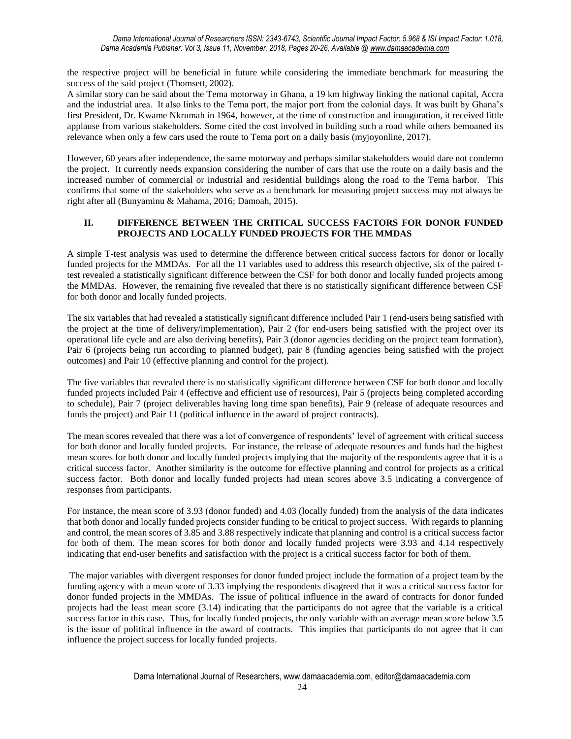the respective project will be beneficial in future while considering the immediate benchmark for measuring the success of the said project (Thomsett, 2002).

A similar story can be said about the Tema motorway in Ghana, a 19 km highway linking the national capital, Accra and the industrial area. It also links to the Tema port, the major port from the colonial days. It was built by Ghana's first President, Dr. Kwame Nkrumah in 1964, however, at the time of construction and inauguration, it received little applause from various stakeholders. Some cited the cost involved in building such a road while others bemoaned its relevance when only a few cars used the route to Tema port on a daily basis (myjoyonline, 2017).

However, 60 years after independence, the same motorway and perhaps similar stakeholders would dare not condemn the project. It currently needs expansion considering the number of cars that use the route on a daily basis and the increased number of commercial or industrial and residential buildings along the road to the Tema harbor. This confirms that some of the stakeholders who serve as a benchmark for measuring project success may not always be right after all (Bunyaminu & Mahama, 2016; Damoah, 2015).

## II. DIFFERENCE BETWEEN THE CRITICAL SUCCESS FACTORS FOR DONOR FUNDED PROJECTS AND LOCALLY FUNDED PROJECTS FOR THE MMDAS

A simple T-test analysis was used to determine the difference between critical success factors for donor or locally funded projects for the MMDAs. For all the 11 variables used to address this research objective, six of the paired t-test revealed a statistically significant difference between the CSF for both donor and locally funded projects among the MMDAs. However, the remaining five revealed that there is no statistically significant difference between CSF for both donor and locally funded projects.

The six variables that had revealed a statistically significant difference included Pair 1 (end-users being satisfied with the project at the time of delivery/implementation), Pair 2 (for end-users being satisfied with the project over its operational life cycle and are also deriving benefits), Pair 3 (donor agencies deciding on the project team formation), Pair 6 (projects being run according to planned budget), pair 8 (funding agencies being satisfied with the project outcomes) and Pair 10 (effective planning and control for the project).

The five variables that revealed there is no statistically significant difference between CSF for both donor and locally funded projects included Pair 4 (effective and efficient use of resources), Pair 5 (projects being completed according to schedule), Pair 7 (project deliverables having long time span benefits), Pair 9 (release of adequate resources and funds the project) and Pair 11 (political influence in the award of project contracts).

The mean scores revealed that there was a lot of convergence of respondents' level of agreement with critical success for both donor and locally funded projects. For instance, the release of adequate resources and funds had the highest mean scores for both donor and locally funded projects implying that the majority of the respondents agree that it is a critical success factor. Another similarity is the outcome for effective planning and control for projects as a critical success factor. Both donor and locally funded projects had mean scores above 3.5 indicating a convergence of responses from participants.

For instance, the mean score of 3.93 (donor funded) and 4.03 (locally funded) from the analysis of the data indicates that both donor and locally funded projects consider funding to be critical to project success. With regards to planning and control, the mean scores of 3.85 and 3.88 respectively indicate that planning and control is a critical success factor for both of them. The mean scores for both donor and locally funded projects were 3.93 and 4.14 respectively indicating that end-user benefits and satisfaction with the project is a critical success factor for both of them.

The major variables with divergent responses for donor funded project include the formation of a project team by the funding agency with a mean score of 3.33 implying the respondents disagreed that it was a critical success factor for donor funded projects in the MMDAs. The issue of political influence in the award of contracts for donor funded projects had the least mean score (3.14) indicating that the participants do not agree that the variable is a critical success factor in this case. Thus, for locally funded projects, the only variable with an average mean score below 3.5 is the issue of political influence in the award of contracts. This implies that participants do not agree that it can influence the project success for locally funded projects.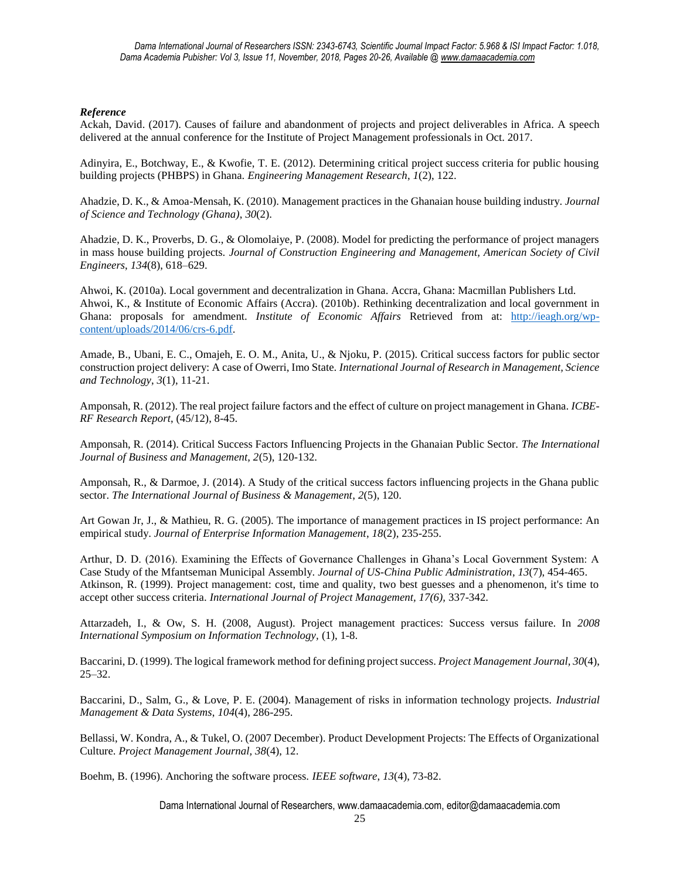***Reference***

Ackah, David. (2017). Causes of failure and abandonment of projects and project deliverables in Africa. A speech delivered at the annual conference for the Institute of Project Management professionals in Oct. 2017.

Adinyira, E., Botchway, E., & Kwofie, T. E. (2012). Determining critical project success criteria for public housing building projects (PHBPS) in Ghana. *Engineering Management Research*, *1*(2), 122.

Ahadzie, D. K., & Amoa-Mensah, K. (2010). Management practices in the Ghanaian house building industry. *Journal of Science and Technology (Ghana)*, *30*(2).

Ahadzie, D. K., Proverbs, D. G., & Olomolaiye, P. (2008). Model for predicting the performance of project managers in mass house building projects. *Journal of Construction Engineering and Management, American Society of Civil Engineers*, *134*(8), 618–629.

Ahwoi, K. (2010a). Local government and decentralization in Ghana. Accra, Ghana: Macmillan Publishers Ltd.
Ahwoi, K., & Institute of Economic Affairs (Accra). (2010b). Rethinking decentralization and local government in Ghana: proposals for amendment. *Institute of Economic Affairs* Retrieved from at: http://ieagh.org/wp-content/uploads/2014/06/crs-6.pdf.

Amade, B., Ubani, E. C., Omajeh, E. O. M., Anita, U., & Njoku, P. (2015). Critical success factors for public sector construction project delivery: A case of Owerri, Imo State. *International Journal of Research in Management, Science and Technology*, *3*(1), 11-21.

Amponsah, R. (2012). The real project failure factors and the effect of culture on project management in Ghana. *ICBE-RF Research Report*, (45/12), 8-45.

Amponsah, R. (2014). Critical Success Factors Influencing Projects in the Ghanaian Public Sector. *The International Journal of Business and Management*, *2*(5), 120-132.

Amponsah, R., & Darmoe, J. (2014). A Study of the critical success factors influencing projects in the Ghana public sector. *The International Journal of Business & Management*, *2*(5), 120.

Art Gowan Jr, J., & Mathieu, R. G. (2005). The importance of management practices in IS project performance: An empirical study. *Journal of Enterprise Information Management*, *18*(2), 235-255.

Arthur, D. D. (2016). Examining the Effects of Governance Challenges in Ghana's Local Government System: A Case Study of the Mfantseman Municipal Assembly. *Journal of US-China Public Administration*, *13*(7), 454-465.
Atkinson, R. (1999). Project management: cost, time and quality, two best guesses and a phenomenon, it's time to accept other success criteria. *International Journal of Project Management, 17(6)*, 337-342.

Attarzadeh, I., & Ow, S. H. (2008, August). Project management practices: Success versus failure. In *2008 International Symposium on Information Technology*, (1), 1-8.

Baccarini, D. (1999). The logical framework method for defining project success. *Project Management Journal*, *30*(4), 25–32.

Baccarini, D., Salm, G., & Love, P. E. (2004). Management of risks in information technology projects. *Industrial Management & Data Systems*, *104*(4), 286-295.

Bellassi, W. Kondra, A., & Tukel, O. (2007 December). Product Development Projects: The Effects of Organizational Culture. *Project Management Journal, 38*(4), 12.

Boehm, B. (1996). Anchoring the software process. *IEEE software*, *13*(4), 73-82.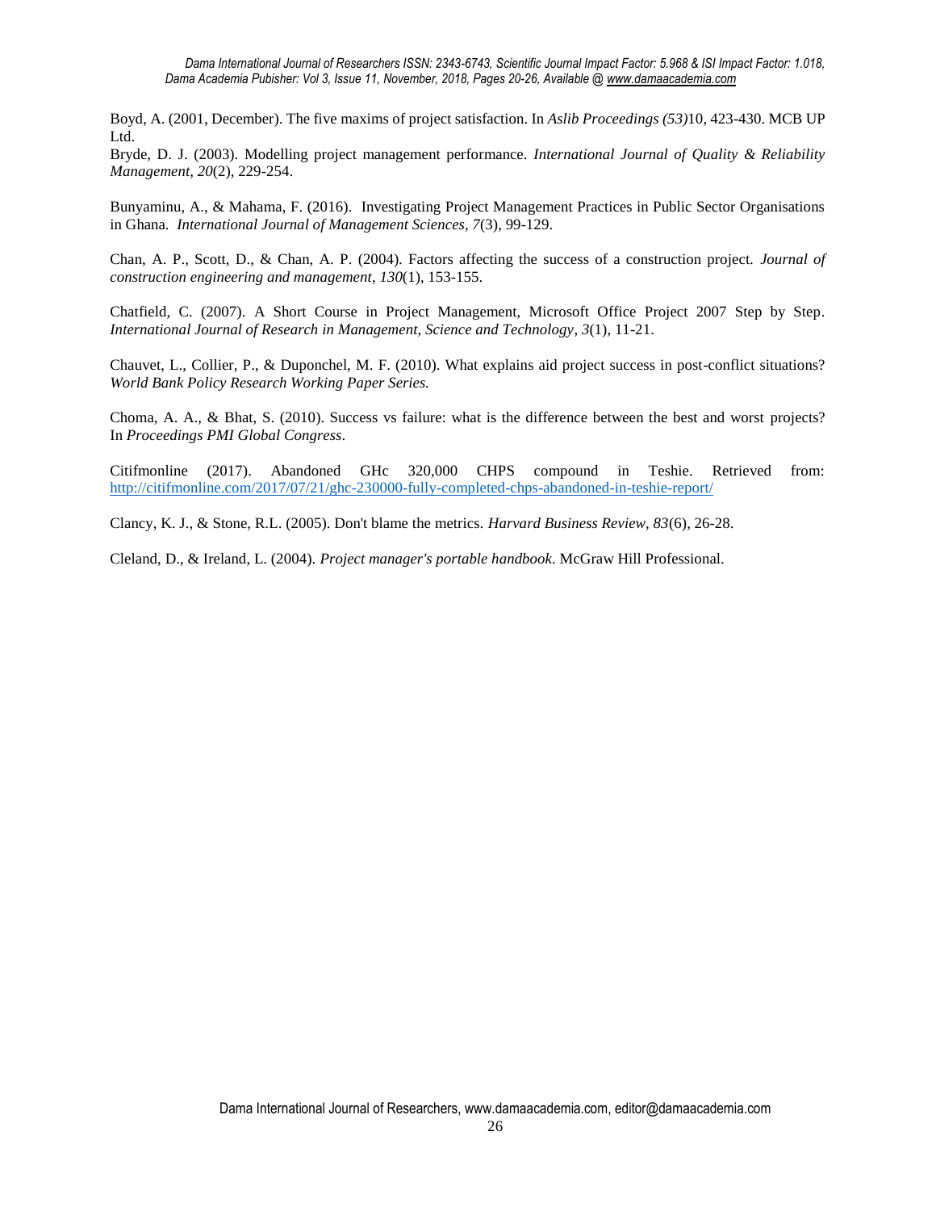Boyd, A. (2001, December). The five maxims of project satisfaction. In *Aslib Proceedings (53)*10, 423-430. MCB UP Ltd.

Bryde, D. J. (2003). Modelling project management performance. *International Journal of Quality & Reliability Management*, *20*(2), 229-254.

Bunyaminu, A., & Mahama, F. (2016). Investigating Project Management Practices in Public Sector Organisations in Ghana. *International Journal of Management Sciences, 7*(3), 99-129.

Chan, A. P., Scott, D., & Chan, A. P. (2004). Factors affecting the success of a construction project. *Journal of construction engineering and management*, *130*(1), 153-155.

Chatfield, C. (2007). A Short Course in Project Management, Microsoft Office Project 2007 Step by Step. *International Journal of Research in Management, Science and Technology*, *3*(1), 11-21.

Chauvet, L., Collier, P., & Duponchel, M. F. (2010). What explains aid project success in post-conflict situations? *World Bank Policy Research Working Paper Series.*

Choma, A. A., & Bhat, S. (2010). Success vs failure: what is the difference between the best and worst projects? In *Proceedings PMI Global Congress*.

Citifmonline (2017). Abandoned GHc 320,000 CHPS compound in Teshie. Retrieved from: http://citifmonline.com/2017/07/21/ghc-230000-fully-completed-chps-abandoned-in-teshie-report/

Clancy, K. J., & Stone, R.L. (2005). Don't blame the metrics. *Harvard Business Review*, *83*(6), 26-28.

Cleland, D., & Ireland, L. (2004). *Project manager's portable handbook*. McGraw Hill Professional.